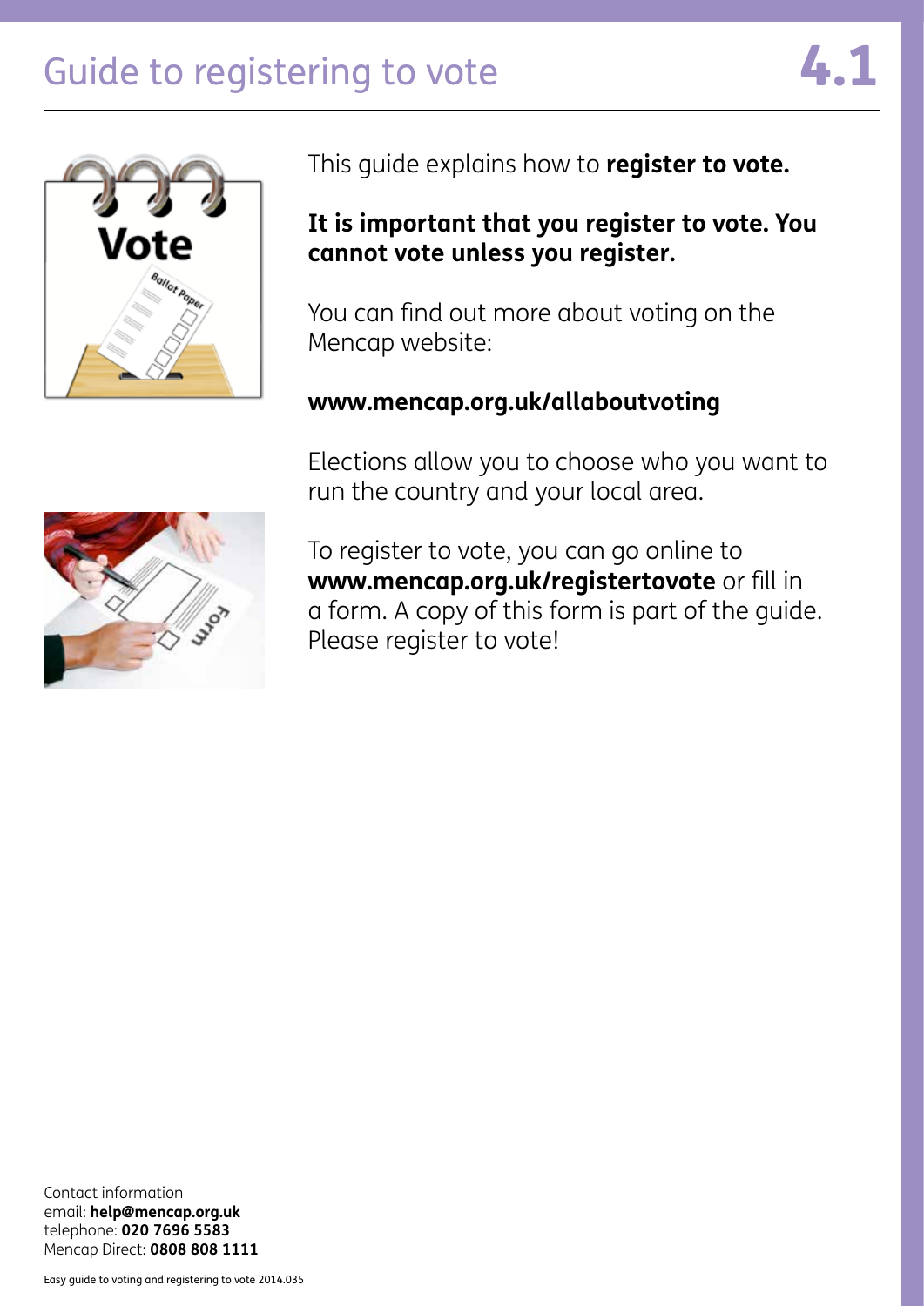# Guide to registering to vote

## 4.1

This guide explains how to **register to vote.**

**It is important that you register to vote. You cannot vote unless you register.**

You can find out more about voting on the Mencap website:

**www.mencap.org.uk/allaboutvoting**

Elections allow you to choose who you want to run the country and your local area.

To register to vote, you can go online to **www.mencap.org.uk/registertovote** or fill in a form. A copy of this form is part of the guide. Please register to vote!

Contact information
email: **help@mencap.org.uk**
telephone: **020 7696 5583**
Mencap Direct: **0808 808 1111**

Easy guide to voting and registering to vote 2014.035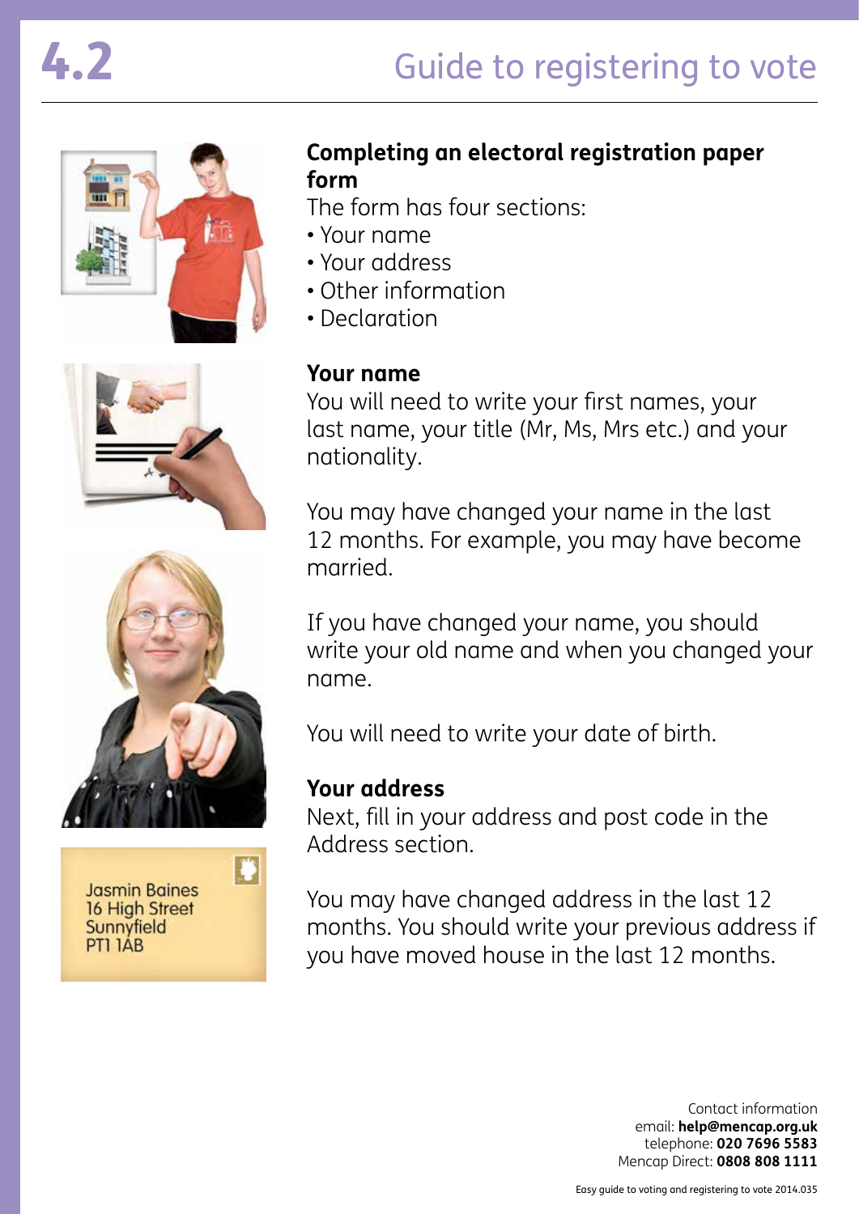# 4.2 Guide to registering to vote

Jasmin Baines
16 High Street
Sunnyfield
PT1 1AB

## Completing an electoral registration paper form

The form has four sections:

- Your name
- Your address
- Other information
- Declaration

### Your name

You will need to write your first names, your last name, your title (Mr, Ms, Mrs etc.) and your nationality.

You may have changed your name in the last 12 months. For example, you may have become married.

If you have changed your name, you should write your old name and when you changed your name.

You will need to write your date of birth.

### Your address

Next, fill in your address and post code in the Address section.

You may have changed address in the last 12 months. You should write your previous address if you have moved house in the last 12 months.

Contact information
email: **help@mencap.org.uk**
telephone: **020 7696 5583**
Mencap Direct: **0808 808 1111**

Easy guide to voting and registering to vote 2014.035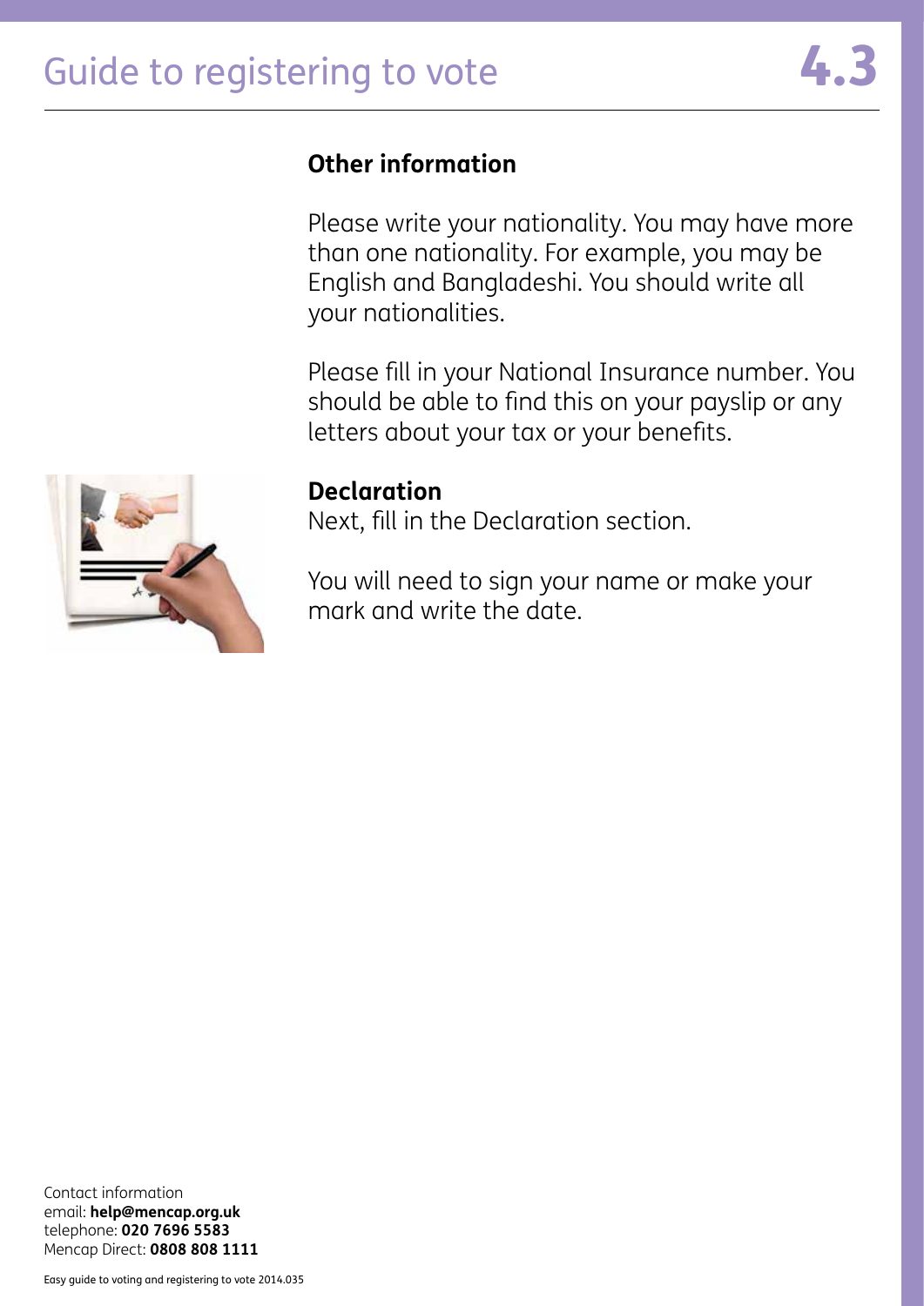## Other information

Please write your nationality. You may have more than one nationality. For example, you may be English and Bangladeshi. You should write all your nationalities.

Please fill in your National Insurance number. You should be able to find this on your payslip or any letters about your tax or your benefits.

**Declaration**

Next, fill in the Declaration section.

You will need to sign your name or make your mark and write the date.

Contact information
email: **help@mencap.org.uk**
telephone: **020 7696 5583**
Mencap Direct: **0808 808 1111**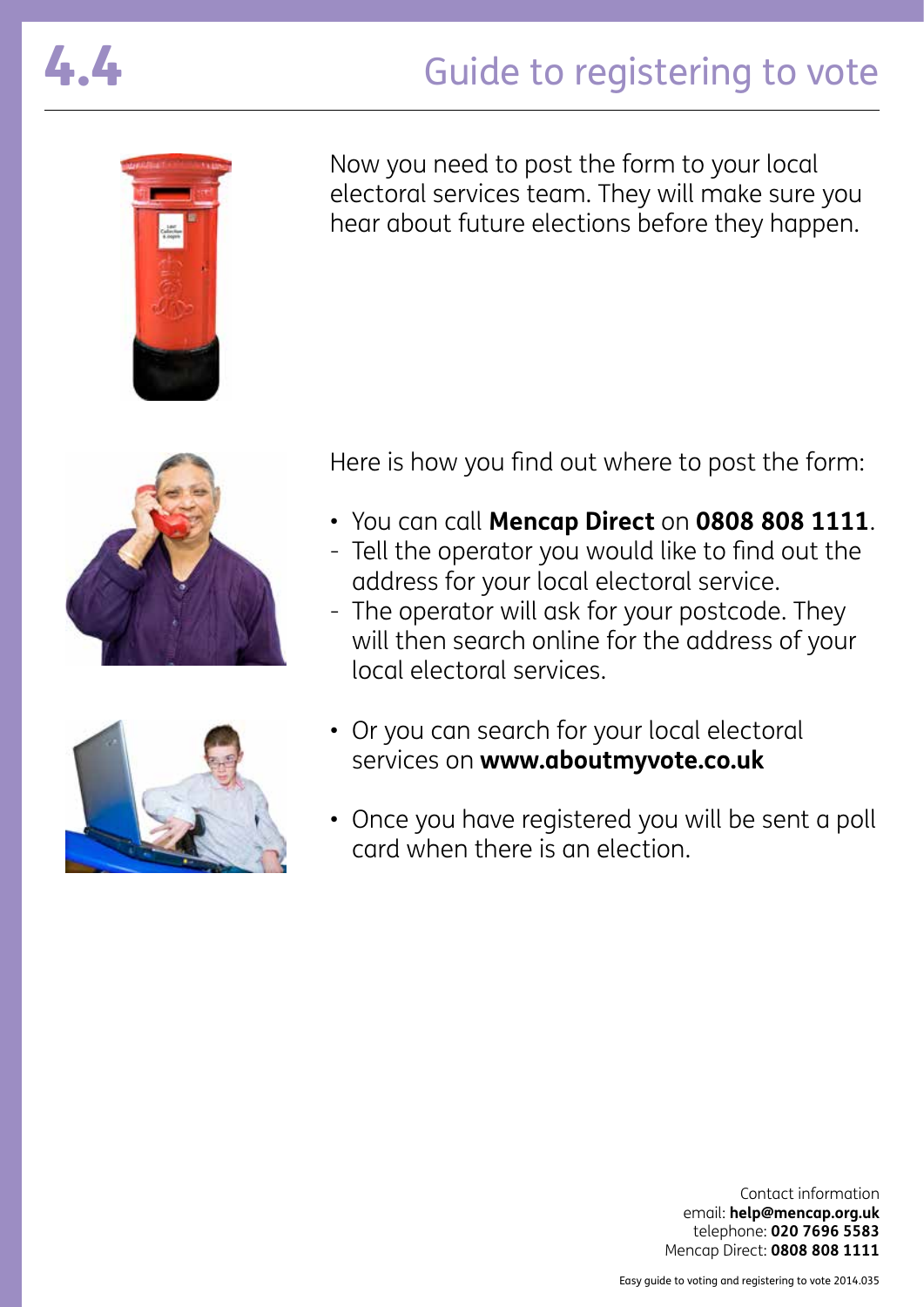# 4.4 Guide to registering to vote

Now you need to post the form to your local electoral services team. They will make sure you hear about future elections before they happen.

Here is how you find out where to post the form:

- You can call **Mencap Direct** on **0808 808 1111**.
  - Tell the operator you would like to find out the address for your local electoral service.
  - The operator will ask for your postcode. They will then search online for the address of your local electoral services.
- Or you can search for your local electoral services on **www.aboutmyvote.co.uk**
- Once you have registered you will be sent a poll card when there is an election.

Contact information
email: **help@mencap.org.uk**
telephone: **020 7696 5583**
Mencap Direct: **0808 808 1111**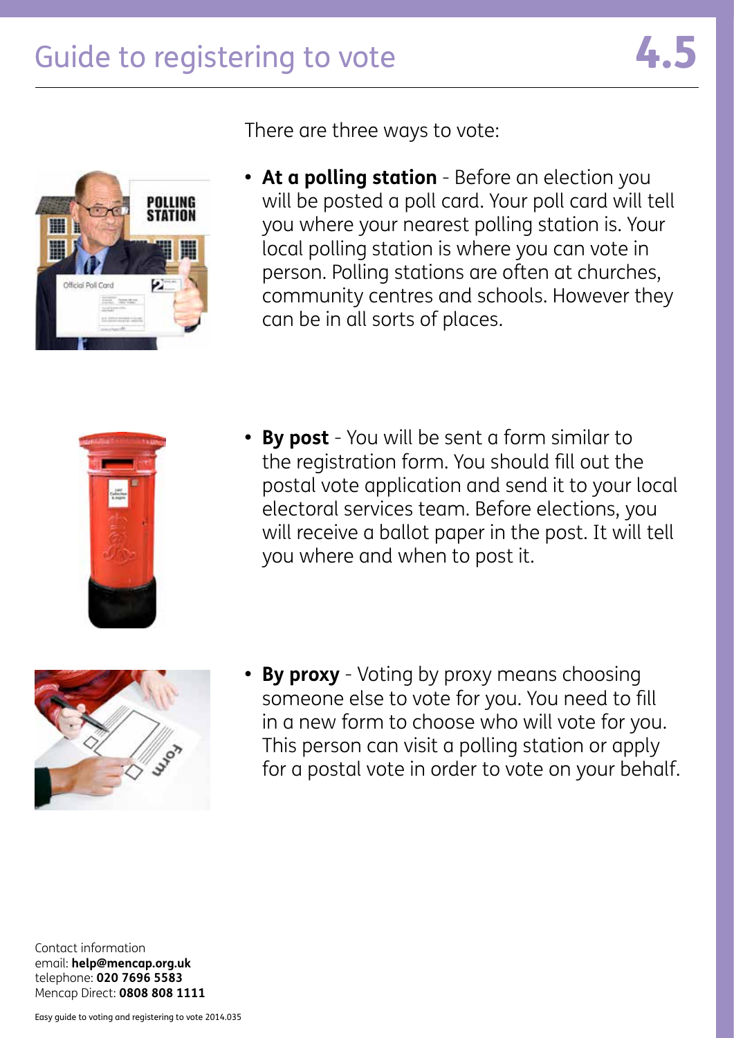# Guide to registering to vote

# 4.5

There are three ways to vote:

- **At a polling station** - Before an election you will be posted a poll card. Your poll card will tell you where your nearest polling station is. Your local polling station is where you can vote in person. Polling stations are often at churches, community centres and schools. However they can be in all sorts of places.

- **By post** - You will be sent a form similar to the registration form. You should fill out the postal vote application and send it to your local electoral services team. Before elections, you will receive a ballot paper in the post. It will tell you where and when to post it.

- **By proxy** - Voting by proxy means choosing someone else to vote for you. You need to fill in a new form to choose who will vote for you. This person can visit a polling station or apply for a postal vote in order to vote on your behalf.

Contact information
email: **help@mencap.org.uk**
telephone: **020 7696 5583**
Mencap Direct: **0808 808 1111**

Easy guide to voting and registering to vote 2014.035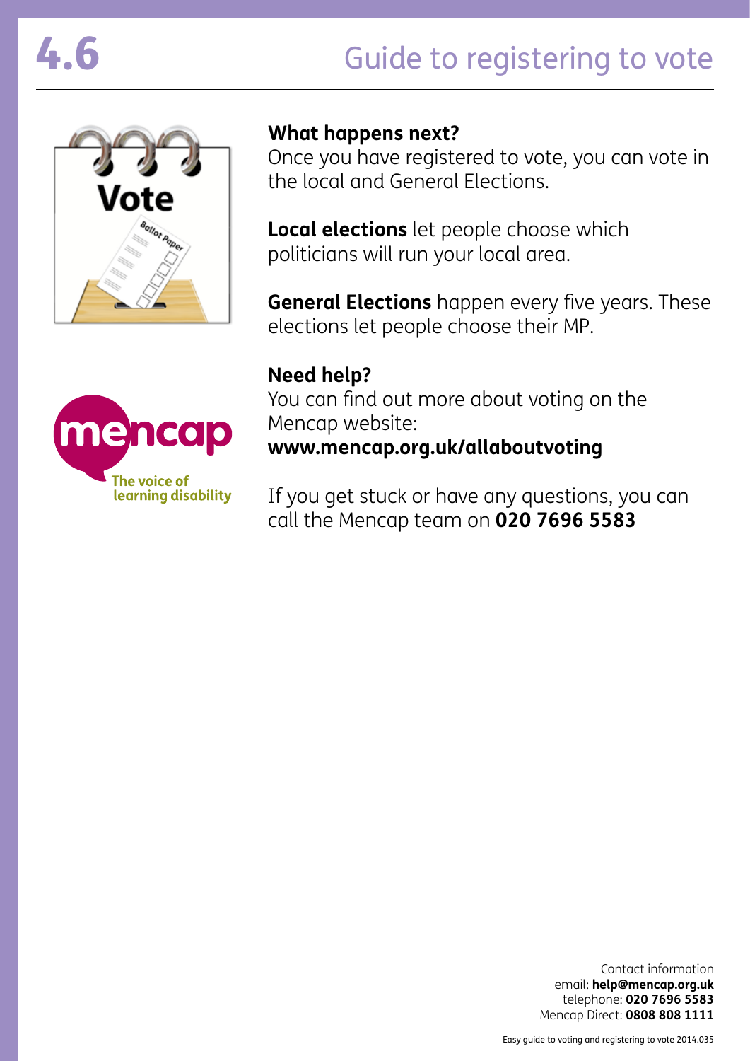# 4.6 Guide to registering to vote

### What happens next?

Once you have registered to vote, you can vote in the local and General Elections.

**Local elections** let people choose which politicians will run your local area.

**General Elections** happen every five years. These elections let people choose their MP.

### Need help?

You can find out more about voting on the Mencap website:
**www.mencap.org.uk/allaboutvoting**

If you get stuck or have any questions, you can call the Mencap team on **020 7696 5583**

Contact information
email: **help@mencap.org.uk**
telephone: **020 7696 5583**
Mencap Direct: **0808 808 1111**

Easy guide to voting and registering to vote 2014.035